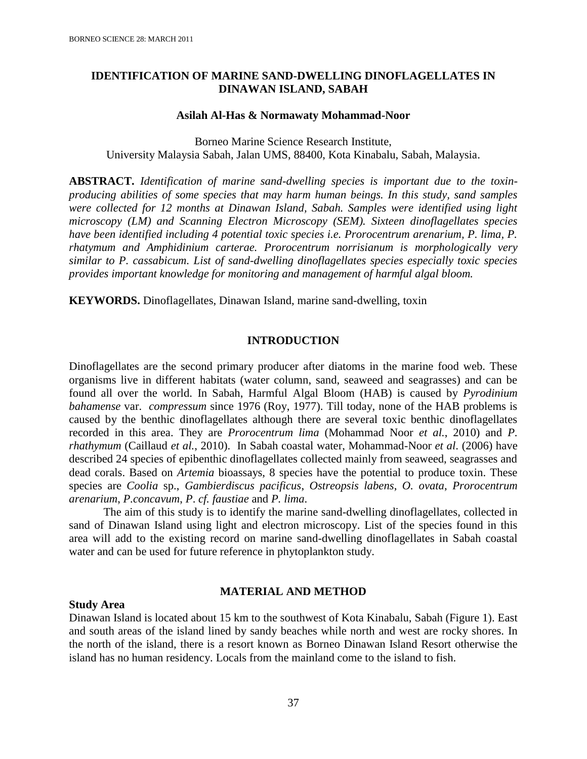# IDENTIFICATION OF MARINE SAND-DWELLING DINOFLAGELLATES IN DINAWAN ISLAND, SABAH

**Asilah Al-Has & Normawaty Mohammad-Noor**

Borneo Marine Science Research Institute,
University Malaysia Sabah, Jalan UMS, 88400, Kota Kinabalu, Sabah, Malaysia.

**ABSTRACT.** *Identification of marine sand-dwelling species is important due to the toxin-producing abilities of some species that may harm human beings. In this study, sand samples were collected for 12 months at Dinawan Island, Sabah. Samples were identified using light microscopy (LM) and Scanning Electron Microscopy (SEM). Sixteen dinoflagellates species have been identified including 4 potential toxic species i.e. Prorocentrum arenarium, P. lima, P. rhatymum and Amphidinium carterae. Prorocentrum norrisianum is morphologically very similar to P. cassabicum. List of sand-dwelling dinoflagellates species especially toxic species provides important knowledge for monitoring and management of harmful algal bloom.*

**KEYWORDS.** Dinoflagellates, Dinawan Island, marine sand-dwelling, toxin

## INTRODUCTION

Dinoflagellates are the second primary producer after diatoms in the marine food web. These organisms live in different habitats (water column, sand, seaweed and seagrasses) and can be found all over the world. In Sabah, Harmful Algal Bloom (HAB) is caused by *Pyrodinium bahamense* var. *compressum* since 1976 (Roy, 1977). Till today, none of the HAB problems is caused by the benthic dinoflagellates although there are several toxic benthic dinoflagellates recorded in this area. They are *Prorocentrum lima* (Mohammad Noor *et al.*, 2010) and *P. rhathymum* (Caillaud *et al.*, 2010). In Sabah coastal water, Mohammad-Noor *et al*. (2006) have described 24 species of epibenthic dinoflagellates collected mainly from seaweed, seagrasses and dead corals. Based on *Artemia* bioassays, 8 species have the potential to produce toxin. These species are *Coolia* sp., *Gambierdiscus pacificus*, *Ostreopsis labens*, *O. ovata*, *Prorocentrum arenarium*, *P.concavum*, *P. cf. faustiae* and *P. lima*.

The aim of this study is to identify the marine sand-dwelling dinoflagellates, collected in sand of Dinawan Island using light and electron microscopy. List of the species found in this area will add to the existing record on marine sand-dwelling dinoflagellates in Sabah coastal water and can be used for future reference in phytoplankton study.

## MATERIAL AND METHOD

### Study Area

Dinawan Island is located about 15 km to the southwest of Kota Kinabalu, Sabah (Figure 1). East and south areas of the island lined by sandy beaches while north and west are rocky shores. In the north of the island, there is a resort known as Borneo Dinawan Island Resort otherwise the island has no human residency. Locals from the mainland come to the island to fish.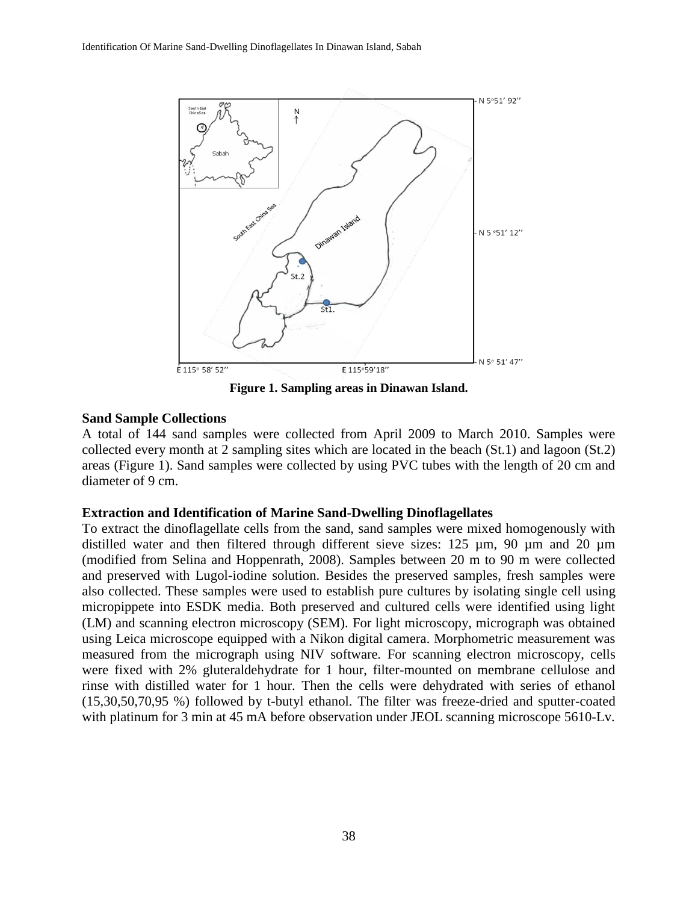**Figure 1. Sampling areas in Dinawan Island.**

### Sand Sample Collections

A total of 144 sand samples were collected from April 2009 to March 2010. Samples were collected every month at 2 sampling sites which are located in the beach (St.1) and lagoon (St.2) areas (Figure 1). Sand samples were collected by using PVC tubes with the length of 20 cm and diameter of 9 cm.

### Extraction and Identification of Marine Sand-Dwelling Dinoflagellates

To extract the dinoflagellate cells from the sand, sand samples were mixed homogenously with distilled water and then filtered through different sieve sizes: 125 µm, 90 µm and 20 µm (modified from Selina and Hoppenrath, 2008). Samples between 20 m to 90 m were collected and preserved with Lugol-iodine solution. Besides the preserved samples, fresh samples were also collected. These samples were used to establish pure cultures by isolating single cell using micropippete into ESDK media. Both preserved and cultured cells were identified using light (LM) and scanning electron microscopy (SEM). For light microscopy, micrograph was obtained using Leica microscope equipped with a Nikon digital camera. Morphometric measurement was measured from the micrograph using NIV software. For scanning electron microscopy, cells were fixed with 2% gluteraldehydrate for 1 hour, filter-mounted on membrane cellulose and rinse with distilled water for 1 hour. Then the cells were dehydrated with series of ethanol (15,30,50,70,95 %) followed by t-butyl ethanol. The filter was freeze-dried and sputter-coated with platinum for 3 min at 45 mA before observation under JEOL scanning microscope 5610-Lv.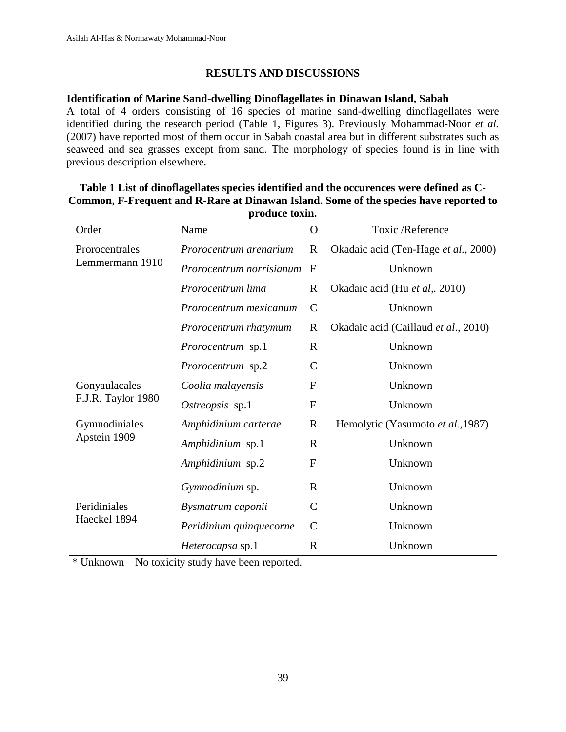## RESULTS AND DISCUSSIONS

### Identification of Marine Sand-dwelling Dinoflagellates in Dinawan Island, Sabah

A total of 4 orders consisting of 16 species of marine sand-dwelling dinoflagellates were identified during the research period (Table 1, Figures 3). Previously Mohammad-Noor *et al.* (2007) have reported most of them occur in Sabah coastal area but in different substrates such as seaweed and sea grasses except from sand. The morphology of species found is in line with previous description elsewhere.

**Table 1 List of dinoflagellates species identified and the occurences were defined as C-Common, F-Frequent and R-Rare at Dinawan Island. Some of the species have reported to produce toxin.**

| Order | Name | O | Toxic /Reference |
|---|---|---|---|
| Prorocentrales Lemmermann 1910 | *Prorocentrum arenarium* | R | Okadaic acid (Ten-Hage *et al.*, 2000) |
| | *Prorocentrum norrisianum* | F | Unknown |
| | *Prorocentrum lima* | R | Okadaic acid (Hu *et al*,. 2010) |
| | *Prorocentrum mexicanum* | C | Unknown |
| | *Prorocentrum rhatymum* | R | Okadaic acid (Caillaud *et al*., 2010) |
| | *Prorocentrum* sp.1 | R | Unknown |
| | *Prorocentrum* sp.2 | C | Unknown |
| Gonyaulacales F.J.R. Taylor 1980 | *Coolia malayensis* | F | Unknown |
| | *Ostreopsis* sp.1 | F | Unknown |
| Gymnodiniales Apstein 1909 | *Amphidinium carterae* | R | Hemolytic (Yasumoto *et al.*,1987) |
| | *Amphidinium* sp.1 | R | Unknown |
| | *Amphidinium* sp.2 | F | Unknown |
| | *Gymnodinium* sp. | R | Unknown |
| Peridiniales Haeckel 1894 | *Bysmatrum caponii* | C | Unknown |
| | *Peridinium quinquecorne* | C | Unknown |
| | *Heterocapsa* sp.1 | R | Unknown |

\* Unknown – No toxicity study have been reported.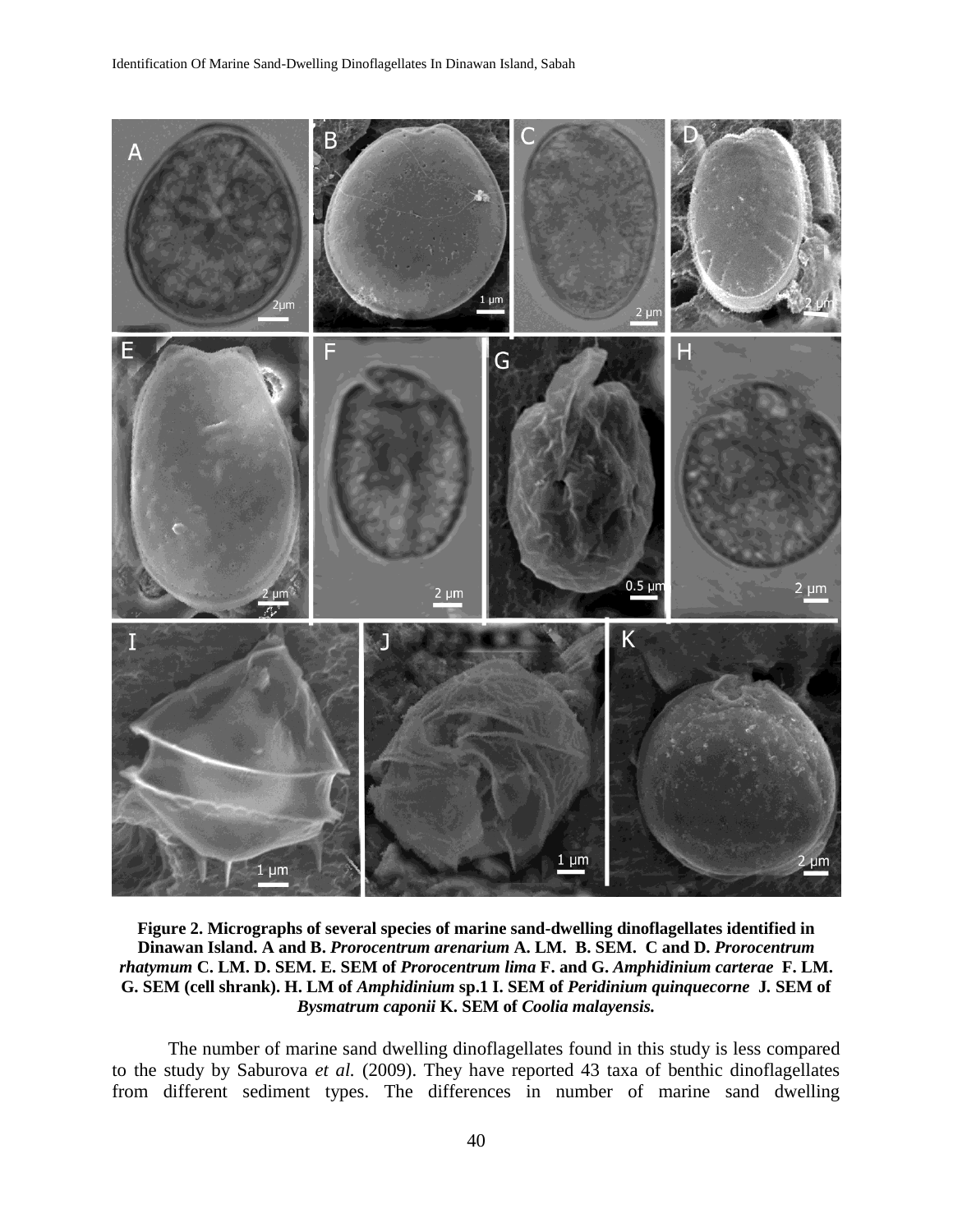**Figure 2. Micrographs of several species of marine sand-dwelling dinoflagellates identified in Dinawan Island. A and B. *Prorocentrum arenarium* A. LM. B. SEM. C and D. *Prorocentrum rhatymum* C. LM. D. SEM. E. SEM of *Prorocentrum lima* F. and G. *Amphidinium carterae* F. LM. G. SEM (cell shrank). H. LM of *Amphidinium* sp.1 I. SEM of *Peridinium quinquecorne* J. SEM of *Bysmatrum caponii* K. SEM of *Coolia malayensis.***

The number of marine sand dwelling dinoflagellates found in this study is less compared to the study by Saburova *et al.* (2009). They have reported 43 taxa of benthic dinoflagellates from different sediment types. The differences in number of marine sand dwelling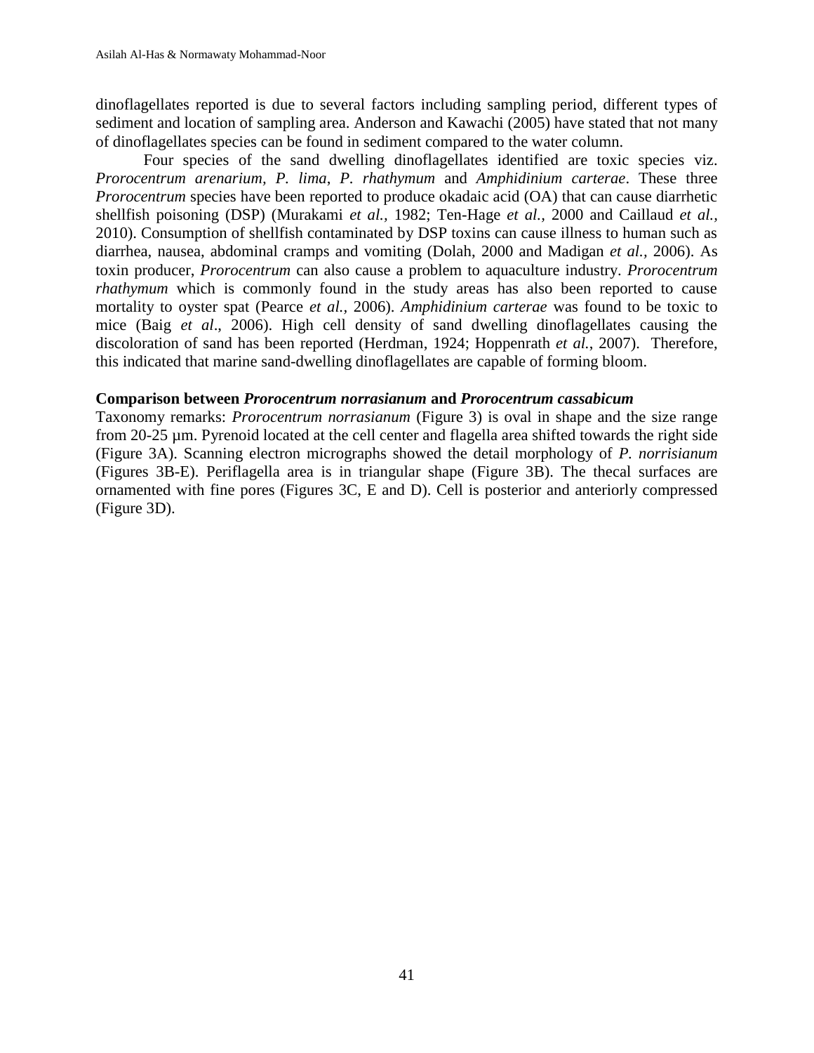dinoflagellates reported is due to several factors including sampling period, different types of sediment and location of sampling area. Anderson and Kawachi (2005) have stated that not many of dinoflagellates species can be found in sediment compared to the water column.

Four species of the sand dwelling dinoflagellates identified are toxic species viz. *Prorocentrum arenarium*, *P. lima*, *P. rhathymum* and *Amphidinium carterae*. These three *Prorocentrum* species have been reported to produce okadaic acid (OA) that can cause diarrhetic shellfish poisoning (DSP) (Murakami *et al.,* 1982; Ten-Hage *et al.,* 2000 and Caillaud *et al.,* 2010). Consumption of shellfish contaminated by DSP toxins can cause illness to human such as diarrhea, nausea, abdominal cramps and vomiting (Dolah, 2000 and Madigan *et al.,* 2006). As toxin producer, *Prorocentrum* can also cause a problem to aquaculture industry. *Prorocentrum rhathymum* which is commonly found in the study areas has also been reported to cause mortality to oyster spat (Pearce *et al.,* 2006). *Amphidinium carterae* was found to be toxic to mice (Baig *et al*., 2006). High cell density of sand dwelling dinoflagellates causing the discoloration of sand has been reported (Herdman, 1924; Hoppenrath *et al.*, 2007). Therefore, this indicated that marine sand-dwelling dinoflagellates are capable of forming bloom.

**Comparison between *Prorocentrum norrasianum* and *Prorocentrum cassabicum***

Taxonomy remarks: *Prorocentrum norrasianum* (Figure 3) is oval in shape and the size range from 20-25 µm. Pyrenoid located at the cell center and flagella area shifted towards the right side (Figure 3A). Scanning electron micrographs showed the detail morphology of *P. norrisianum* (Figures 3B-E). Periflagella area is in triangular shape (Figure 3B). The thecal surfaces are ornamented with fine pores (Figures 3C, E and D). Cell is posterior and anteriorly compressed (Figure 3D).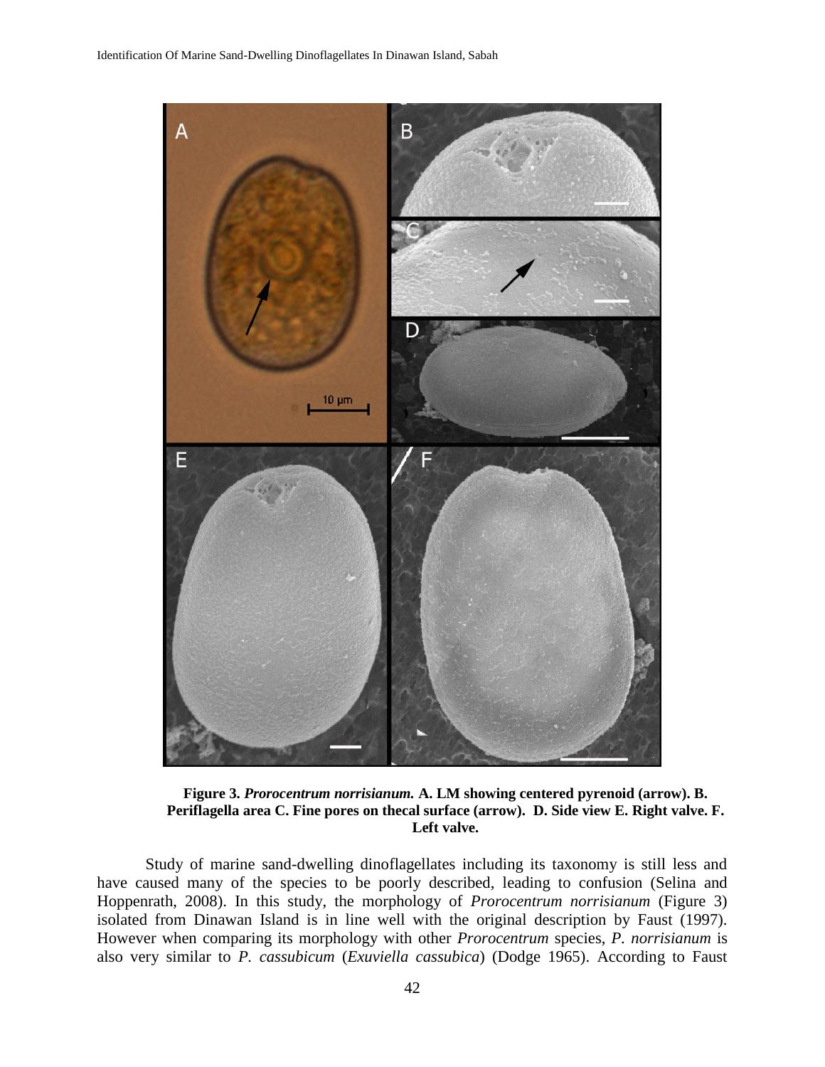**Figure 3.** ***Prorocentrum norrisianum.*** **A. LM showing centered pyrenoid (arrow). B. Periflagella area C. Fine pores on thecal surface (arrow). D. Side view E. Right valve. F. Left valve.**

Study of marine sand-dwelling dinoflagellates including its taxonomy is still less and have caused many of the species to be poorly described, leading to confusion (Selina and Hoppenrath, 2008). In this study, the morphology of *Prorocentrum norrisianum* (Figure 3) isolated from Dinawan Island is in line well with the original description by Faust (1997). However when comparing its morphology with other *Prorocentrum* species, *P. norrisianum* is also very similar to *P. cassubicum* (*Exuviella cassubica*) (Dodge 1965). According to Faust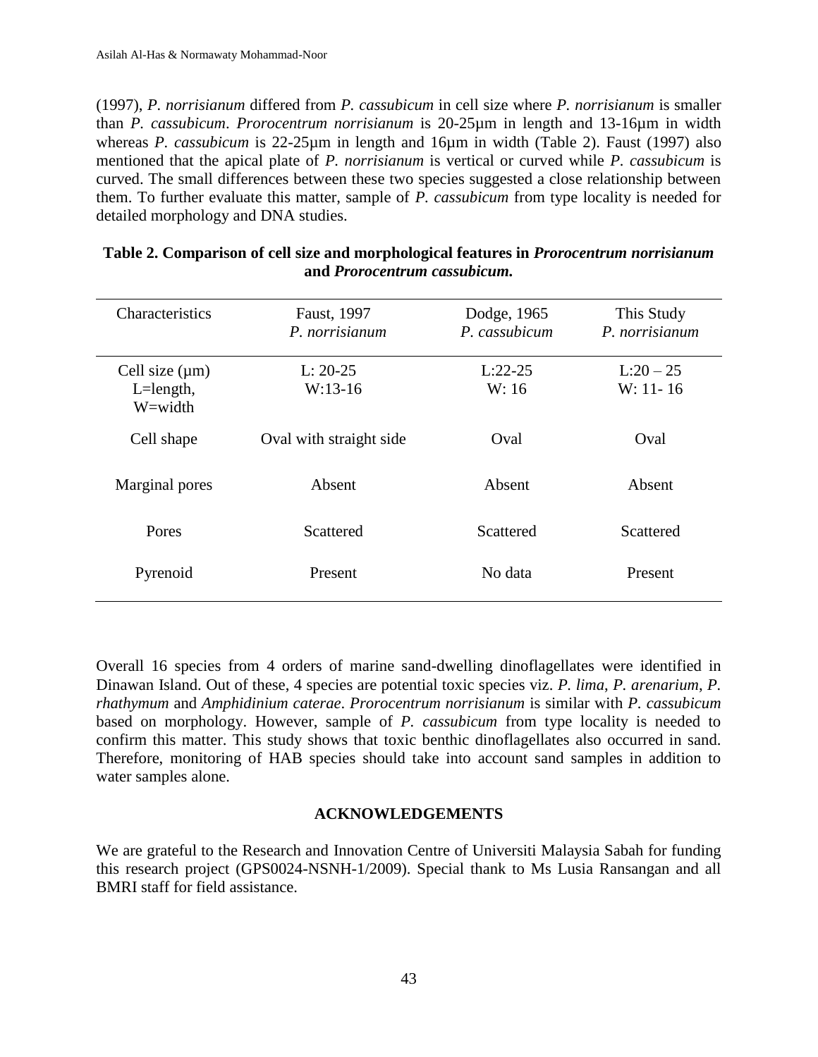(1997), *P. norrisianum* differed from *P. cassubicum* in cell size where *P. norrisianum* is smaller than *P. cassubicum*. *Prorocentrum norrisianum* is 20-25µm in length and 13-16µm in width whereas *P. cassubicum* is 22-25µm in length and 16µm in width (Table 2). Faust (1997) also mentioned that the apical plate of *P. norrisianum* is vertical or curved while *P. cassubicum* is curved. The small differences between these two species suggested a close relationship between them. To further evaluate this matter, sample of *P. cassubicum* from type locality is needed for detailed morphology and DNA studies.

**Table 2. Comparison of cell size and morphological features in *Prorocentrum norrisianum* and *Prorocentrum cassubicum*.**

| Characteristics | Faust, 1997 *P. norrisianum* | Dodge, 1965 *P. cassubicum* | This Study *P. norrisianum* |
|---|---|---|---|
| Cell size (µm) L=length, W=width | L: 20-25 W:13-16 | L:22-25 W: 16 | L:20 – 25 W: 11- 16 |
| Cell shape | Oval with straight side | Oval | Oval |
| Marginal pores | Absent | Absent | Absent |
| Pores | Scattered | Scattered | Scattered |
| Pyrenoid | Present | No data | Present |

Overall 16 species from 4 orders of marine sand-dwelling dinoflagellates were identified in Dinawan Island. Out of these, 4 species are potential toxic species viz. *P. lima*, *P. arenarium*, *P. rhathymum* and *Amphidinium caterae*. *Prorocentrum norrisianum* is similar with *P. cassubicum* based on morphology. However, sample of *P. cassubicum* from type locality is needed to confirm this matter. This study shows that toxic benthic dinoflagellates also occurred in sand. Therefore, monitoring of HAB species should take into account sand samples in addition to water samples alone.

## ACKNOWLEDGEMENTS

We are grateful to the Research and Innovation Centre of Universiti Malaysia Sabah for funding this research project (GPS0024-NSNH-1/2009). Special thank to Ms Lusia Ransangan and all BMRI staff for field assistance.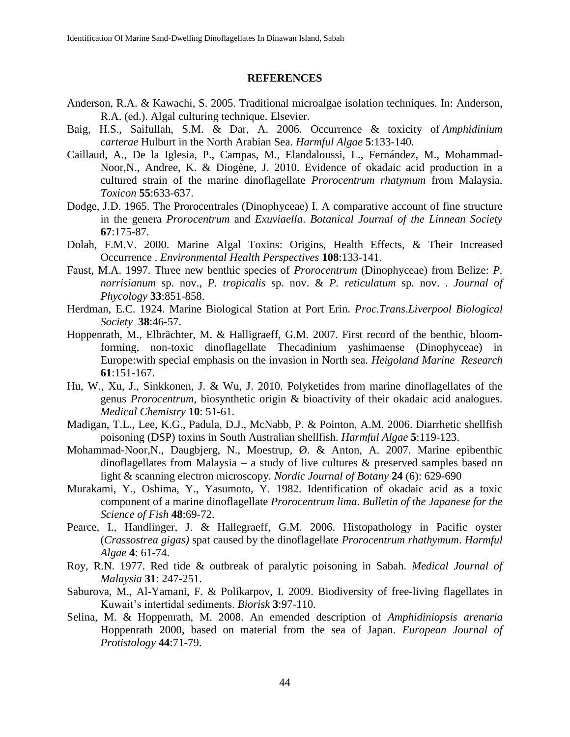## REFERENCES

Anderson, R.A. & Kawachi, S. 2005. Traditional microalgae isolation techniques. In: Anderson, R.A. (ed.). Algal culturing technique. Elsevier.

Baig, H.S., Saifullah, S.M. & Dar, A. 2006. Occurrence & toxicity of *Amphidinium carterae* Hulburt in the North Arabian Sea. *Harmful Algae* **5**:133-140.

Caillaud, A., De la Iglesia, P., Campas, M., Elandaloussi, L., Fernández, M., Mohammad-Noor,N., Andree, K. & Diogène, J. 2010. Evidence of okadaic acid production in a cultured strain of the marine dinoflagellate *Prorocentrum rhatymum* from Malaysia. *Toxicon* **55**:633-637.

Dodge, J.D. 1965. The Prorocentrales (Dinophyceae) I. A comparative account of fine structure in the genera *Prorocentrum* and *Exuviaella*. *Botanical Journal of the Linnean Society* **67**:175-87.

Dolah, F.M.V. 2000. Marine Algal Toxins: Origins, Health Effects, & Their Increased Occurrence . *Environmental Health Perspectives* **108**:133-141.

Faust, M.A. 1997. Three new benthic species of *Prorocentrum* (Dinophyceae) from Belize: *P. norrisianum* sp. nov., *P. tropicalis* sp. nov. & *P. reticulatum* sp. nov. . *Journal of Phycology* **33**:851-858.

Herdman, E.C. 1924. Marine Biological Station at Port Erin. *Proc.Trans.Liverpool Biological Society* **38**:46-57.

Hoppenrath, M., Elbrächter, M. & Halligraeff, G.M. 2007. First record of the benthic, bloom-forming, non-toxic dinoflagellate Thecadinium yashimaense (Dinophyceae) in Europe:with special emphasis on the invasion in North sea. *Heigoland Marine Research* **61**:151-167.

Hu, W., Xu, J., Sinkkonen, J. & Wu, J. 2010. Polyketides from marine dinoflagellates of the genus *Prorocentrum*, biosynthetic origin & bioactivity of their okadaic acid analogues. *Medical Chemistry* **10**: 51-61.

Madigan, T.L., Lee, K.G., Padula, D.J., McNabb, P. & Pointon, A.M. 2006. Diarrhetic shellfish poisoning (DSP) toxins in South Australian shellfish. *Harmful Algae* **5**:119-123.

Mohammad-Noor,N., Daugbjerg, N., Moestrup, Ø. & Anton, A. 2007. Marine epibenthic dinoflagellates from Malaysia – a study of live cultures & preserved samples based on light & scanning electron microscopy. *Nordic Journal of Botany* **24** (6): 629-690

Murakami, Y., Oshima, Y., Yasumoto, Y. 1982. Identification of okadaic acid as a toxic component of a marine dinoflagellate *Prorocentrum lima*. *Bulletin of the Japanese for the Science of Fish* **48**:69-72.

Pearce, I., Handlinger, J. & Hallegraeff, G.M. 2006. Histopathology in Pacific oyster (*Crassostrea gigas)* spat caused by the dinoflagellate *Prorocentrum rhathymum*. *Harmful Algae* **4**: 61-74.

Roy, R.N. 1977. Red tide & outbreak of paralytic poisoning in Sabah. *Medical Journal of Malaysia* **31**: 247-251.

Saburova, M., Al-Yamani, F. & Polikarpov, I. 2009. Biodiversity of free-living flagellates in Kuwait's intertidal sediments. *Biorisk* **3**:97-110.

Selina, M. & Hoppenrath, M. 2008. An emended description of *Amphidiniopsis arenaria* Hoppenrath 2000, based on material from the sea of Japan. *European Journal of Protistology* **44**:71-79.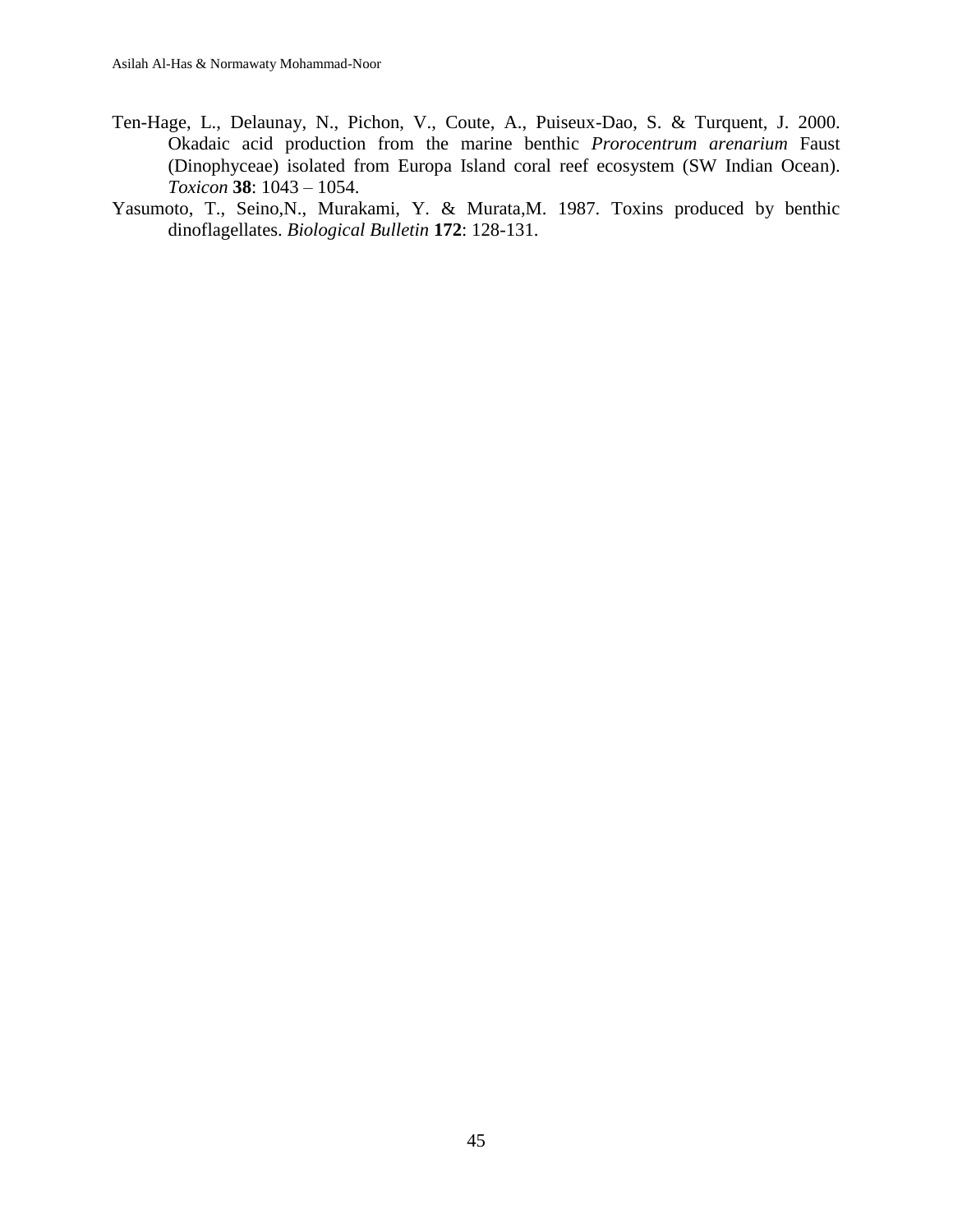Ten-Hage, L., Delaunay, N., Pichon, V., Coute, A., Puiseux-Dao, S. & Turquent, J. 2000. Okadaic acid production from the marine benthic *Prorocentrum arenarium* Faust (Dinophyceae) isolated from Europa Island coral reef ecosystem (SW Indian Ocean). *Toxicon* **38**: 1043 – 1054.

Yasumoto, T., Seino,N., Murakami, Y. & Murata,M. 1987. Toxins produced by benthic dinoflagellates. *Biological Bulletin* **172**: 128-131.